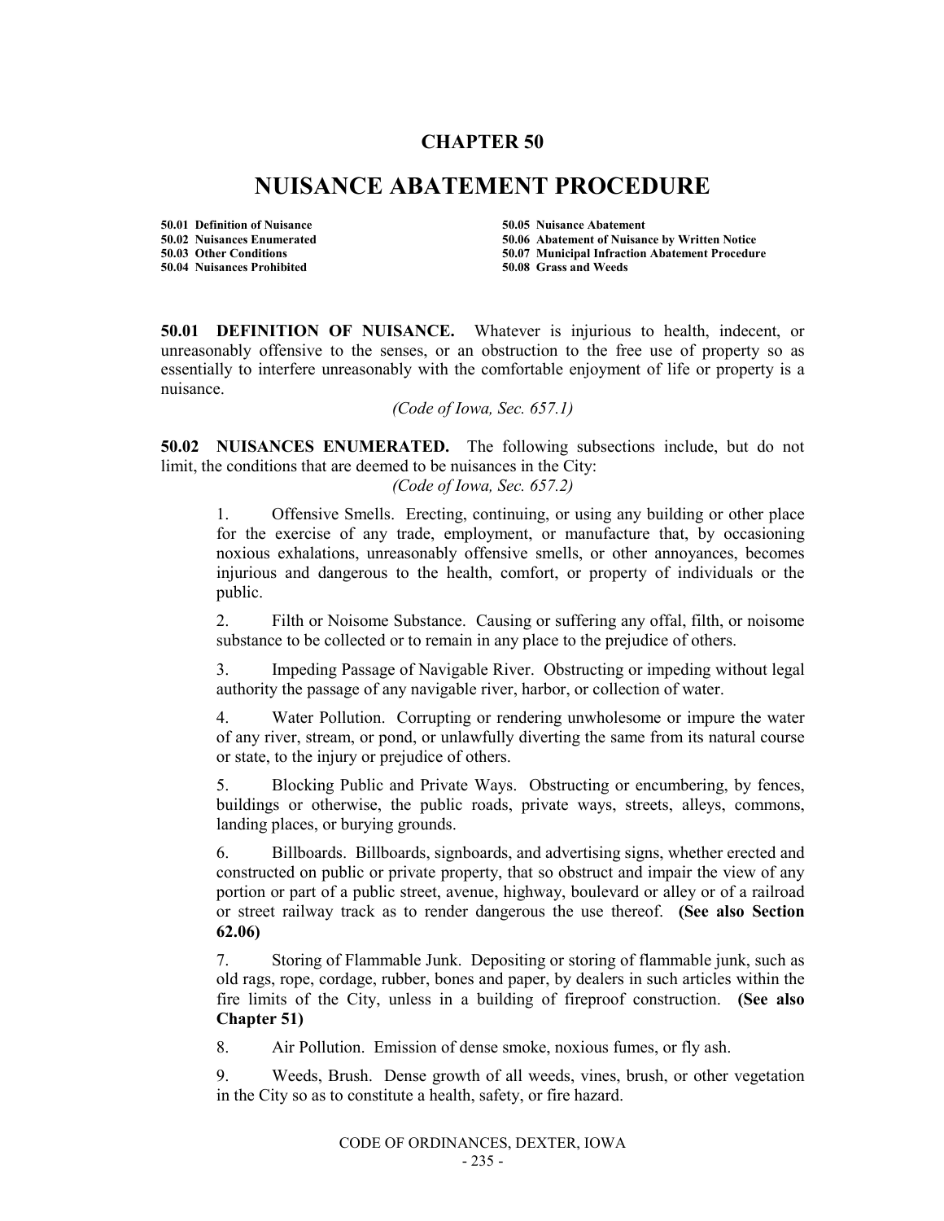# CHAPTER 50

# NUISANCE ABATEMENT PROCEDURE

**50.01 Definition of Nuisance**
**50.02 Nuisances Enumerated**
**50.03 Other Conditions**
**50.04 Nuisances Prohibited**
**50.05 Nuisance Abatement**
**50.06 Abatement of Nuisance by Written Notice**
**50.07 Municipal Infraction Abatement Procedure**
**50.08 Grass and Weeds**

**50.01 DEFINITION OF NUISANCE.** Whatever is injurious to health, indecent, or unreasonably offensive to the senses, or an obstruction to the free use of property so as essentially to interfere unreasonably with the comfortable enjoyment of life or property is a nuisance.

*(Code of Iowa, Sec. 657.1)*

**50.02 NUISANCES ENUMERATED.** The following subsections include, but do not limit, the conditions that are deemed to be nuisances in the City:

*(Code of Iowa, Sec. 657.2)*

1. Offensive Smells. Erecting, continuing, or using any building or other place for the exercise of any trade, employment, or manufacture that, by occasioning noxious exhalations, unreasonably offensive smells, or other annoyances, becomes injurious and dangerous to the health, comfort, or property of individuals or the public.

2. Filth or Noisome Substance. Causing or suffering any offal, filth, or noisome substance to be collected or to remain in any place to the prejudice of others.

3. Impeding Passage of Navigable River. Obstructing or impeding without legal authority the passage of any navigable river, harbor, or collection of water.

4. Water Pollution. Corrupting or rendering unwholesome or impure the water of any river, stream, or pond, or unlawfully diverting the same from its natural course or state, to the injury or prejudice of others.

5. Blocking Public and Private Ways. Obstructing or encumbering, by fences, buildings or otherwise, the public roads, private ways, streets, alleys, commons, landing places, or burying grounds.

6. Billboards. Billboards, signboards, and advertising signs, whether erected and constructed on public or private property, that so obstruct and impair the view of any portion or part of a public street, avenue, highway, boulevard or alley or of a railroad or street railway track as to render dangerous the use thereof. **(See also Section 62.06)**

7. Storing of Flammable Junk. Depositing or storing of flammable junk, such as old rags, rope, cordage, rubber, bones and paper, by dealers in such articles within the fire limits of the City, unless in a building of fireproof construction. **(See also Chapter 51)**

8. Air Pollution. Emission of dense smoke, noxious fumes, or fly ash.

9. Weeds, Brush. Dense growth of all weeds, vines, brush, or other vegetation in the City so as to constitute a health, safety, or fire hazard.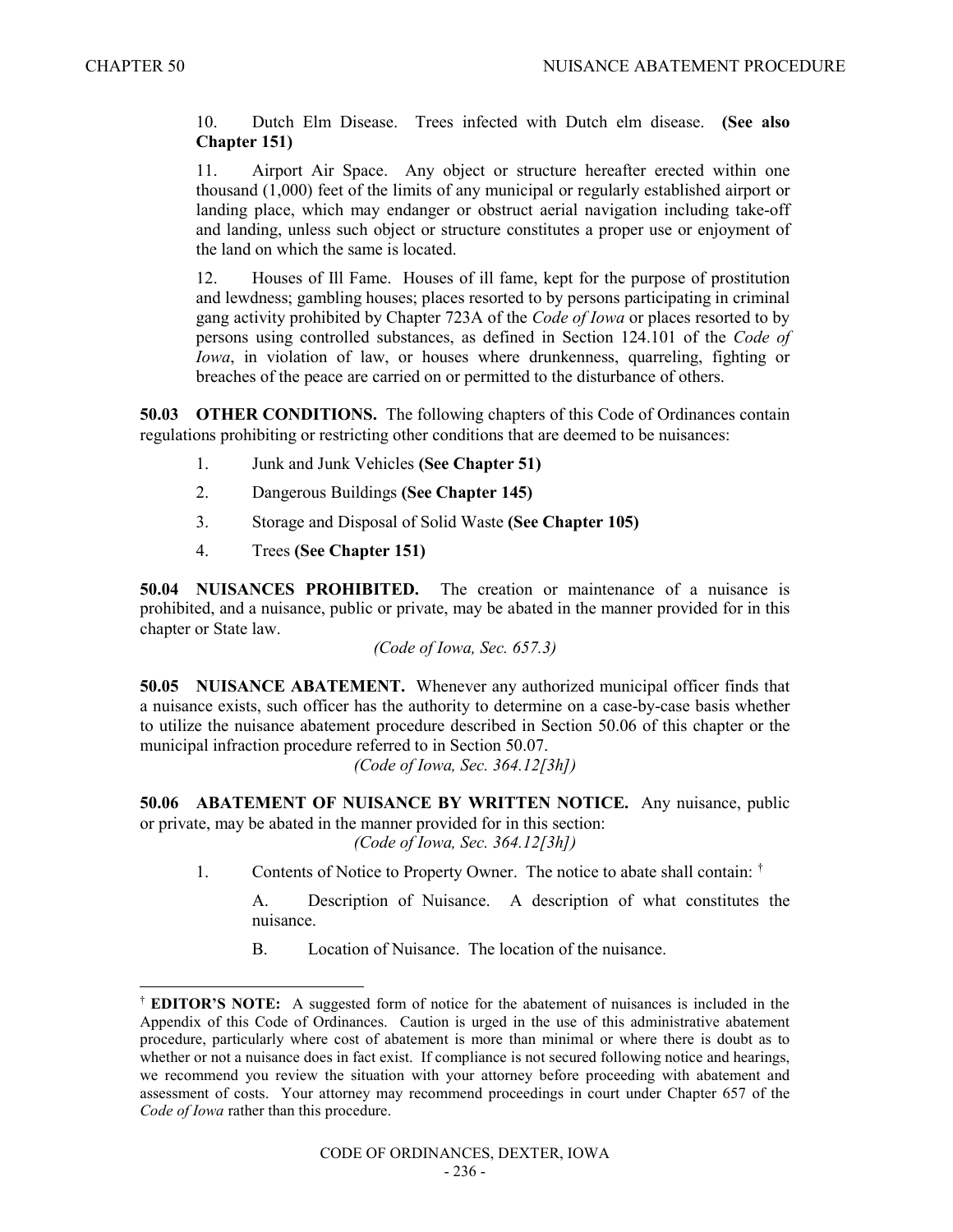10. Dutch Elm Disease. Trees infected with Dutch elm disease. **(See also Chapter 151)**

11. Airport Air Space. Any object or structure hereafter erected within one thousand (1,000) feet of the limits of any municipal or regularly established airport or landing place, which may endanger or obstruct aerial navigation including take-off and landing, unless such object or structure constitutes a proper use or enjoyment of the land on which the same is located.

12. Houses of Ill Fame. Houses of ill fame, kept for the purpose of prostitution and lewdness; gambling houses; places resorted to by persons participating in criminal gang activity prohibited by Chapter 723A of the *Code of Iowa* or places resorted to by persons using controlled substances, as defined in Section 124.101 of the *Code of Iowa*, in violation of law, or houses where drunkenness, quarreling, fighting or breaches of the peace are carried on or permitted to the disturbance of others.

**50.03 OTHER CONDITIONS.** The following chapters of this Code of Ordinances contain regulations prohibiting or restricting other conditions that are deemed to be nuisances:

1. Junk and Junk Vehicles **(See Chapter 51)**
2. Dangerous Buildings **(See Chapter 145)**
3. Storage and Disposal of Solid Waste **(See Chapter 105)**
4. Trees **(See Chapter 151)**

**50.04 NUISANCES PROHIBITED.** The creation or maintenance of a nuisance is prohibited, and a nuisance, public or private, may be abated in the manner provided for in this chapter or State law.

*(Code of Iowa, Sec. 657.3)*

**50.05 NUISANCE ABATEMENT.** Whenever any authorized municipal officer finds that a nuisance exists, such officer has the authority to determine on a case-by-case basis whether to utilize the nuisance abatement procedure described in Section 50.06 of this chapter or the municipal infraction procedure referred to in Section 50.07.

*(Code of Iowa, Sec. 364.12[3h])*

**50.06 ABATEMENT OF NUISANCE BY WRITTEN NOTICE.** Any nuisance, public or private, may be abated in the manner provided for in this section:

*(Code of Iowa, Sec. 364.12[3h])*

1. Contents of Notice to Property Owner. The notice to abate shall contain: [†]

   A. Description of Nuisance. A description of what constitutes the nuisance.

   B. Location of Nuisance. The location of the nuisance.

[†] **EDITOR'S NOTE:** A suggested form of notice for the abatement of nuisances is included in the Appendix of this Code of Ordinances. Caution is urged in the use of this administrative abatement procedure, particularly where cost of abatement is more than minimal or where there is doubt as to whether or not a nuisance does in fact exist. If compliance is not secured following notice and hearings, we recommend you review the situation with your attorney before proceeding with abatement and assessment of costs. Your attorney may recommend proceedings in court under Chapter 657 of the *Code of Iowa* rather than this procedure.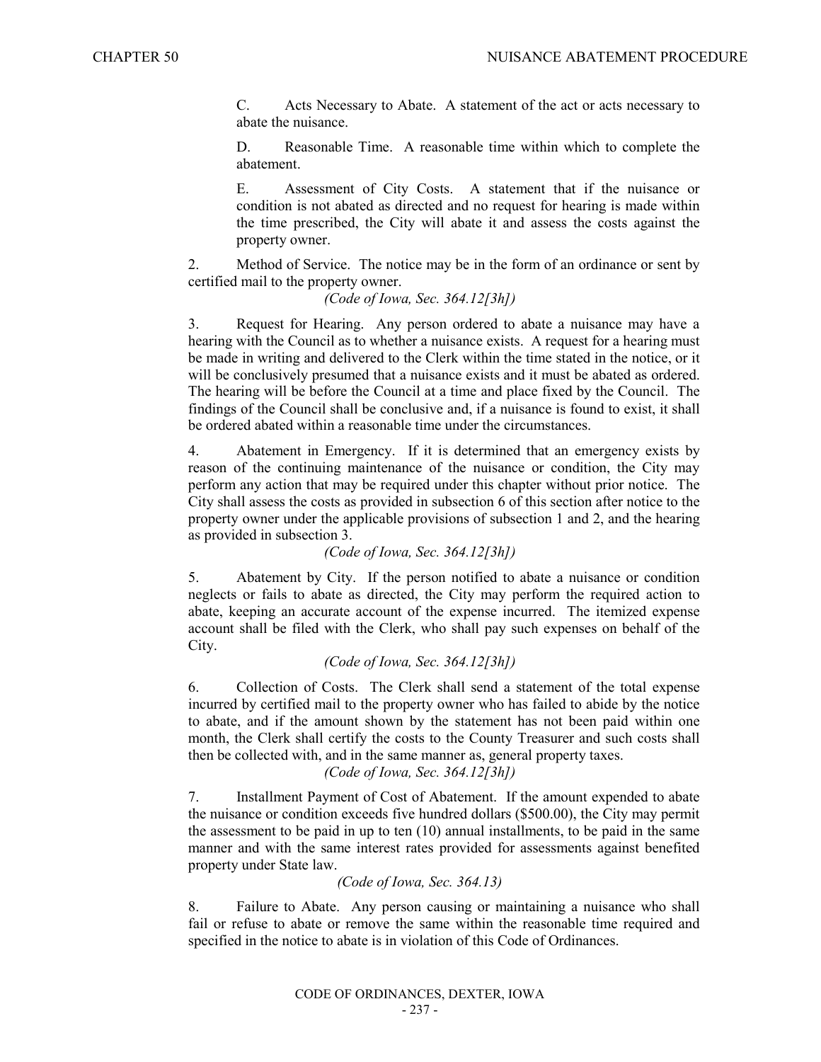C. Acts Necessary to Abate. A statement of the act or acts necessary to abate the nuisance.

D. Reasonable Time. A reasonable time within which to complete the abatement.

E. Assessment of City Costs. A statement that if the nuisance or condition is not abated as directed and no request for hearing is made within the time prescribed, the City will abate it and assess the costs against the property owner.

2. Method of Service. The notice may be in the form of an ordinance or sent by certified mail to the property owner.

*(Code of Iowa, Sec. 364.12[3h])*

3. Request for Hearing. Any person ordered to abate a nuisance may have a hearing with the Council as to whether a nuisance exists. A request for a hearing must be made in writing and delivered to the Clerk within the time stated in the notice, or it will be conclusively presumed that a nuisance exists and it must be abated as ordered. The hearing will be before the Council at a time and place fixed by the Council. The findings of the Council shall be conclusive and, if a nuisance is found to exist, it shall be ordered abated within a reasonable time under the circumstances.

4. Abatement in Emergency. If it is determined that an emergency exists by reason of the continuing maintenance of the nuisance or condition, the City may perform any action that may be required under this chapter without prior notice. The City shall assess the costs as provided in subsection 6 of this section after notice to the property owner under the applicable provisions of subsection 1 and 2, and the hearing as provided in subsection 3.

*(Code of Iowa, Sec. 364.12[3h])*

5. Abatement by City. If the person notified to abate a nuisance or condition neglects or fails to abate as directed, the City may perform the required action to abate, keeping an accurate account of the expense incurred. The itemized expense account shall be filed with the Clerk, who shall pay such expenses on behalf of the City.

*(Code of Iowa, Sec. 364.12[3h])*

6. Collection of Costs. The Clerk shall send a statement of the total expense incurred by certified mail to the property owner who has failed to abide by the notice to abate, and if the amount shown by the statement has not been paid within one month, the Clerk shall certify the costs to the County Treasurer and such costs shall then be collected with, and in the same manner as, general property taxes.

*(Code of Iowa, Sec. 364.12[3h])*

7. Installment Payment of Cost of Abatement. If the amount expended to abate the nuisance or condition exceeds five hundred dollars ($500.00), the City may permit the assessment to be paid in up to ten (10) annual installments, to be paid in the same manner and with the same interest rates provided for assessments against benefited property under State law.

*(Code of Iowa, Sec. 364.13)*

8. Failure to Abate. Any person causing or maintaining a nuisance who shall fail or refuse to abate or remove the same within the reasonable time required and specified in the notice to abate is in violation of this Code of Ordinances.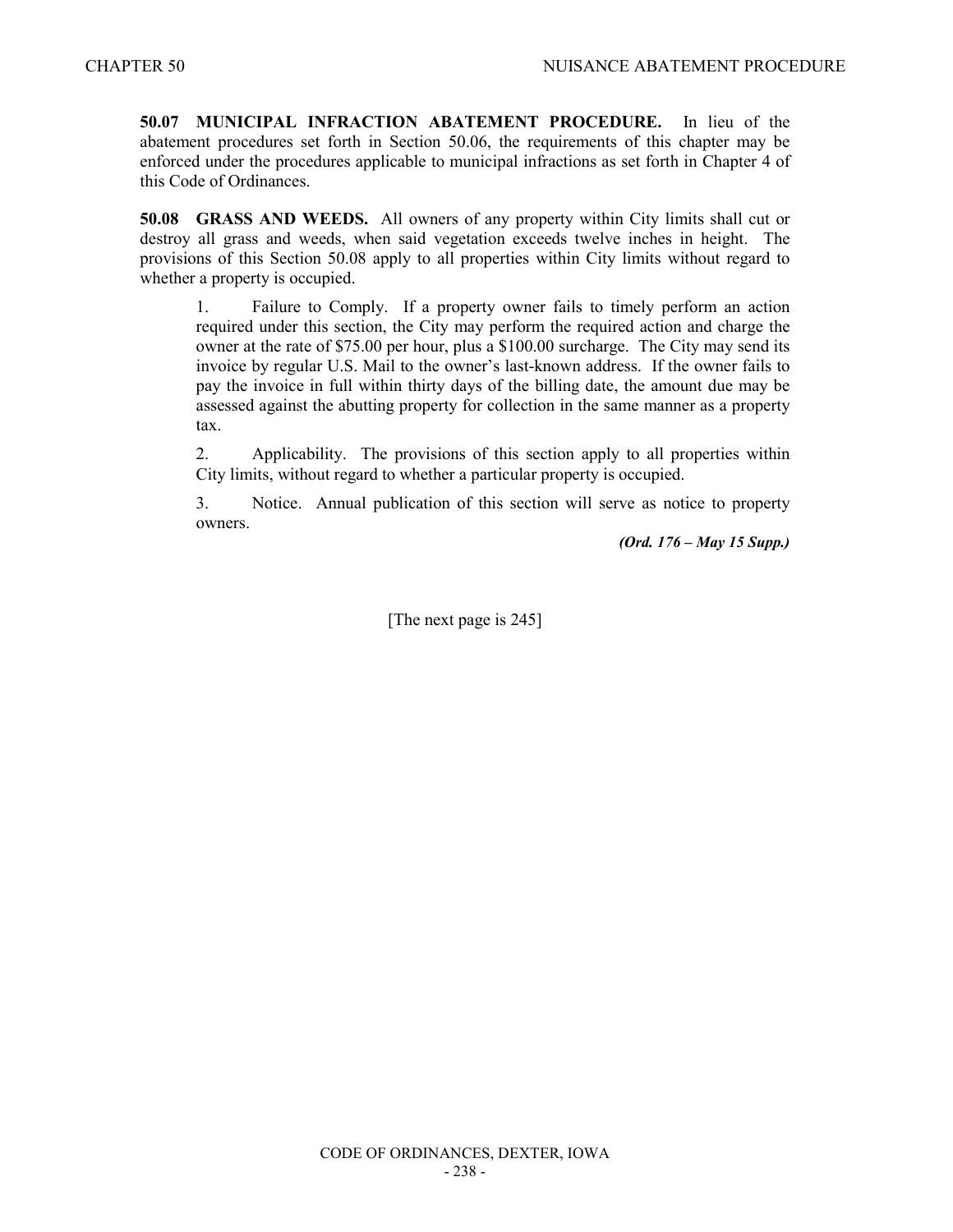**50.07 MUNICIPAL INFRACTION ABATEMENT PROCEDURE.** In lieu of the abatement procedures set forth in Section 50.06, the requirements of this chapter may be enforced under the procedures applicable to municipal infractions as set forth in Chapter 4 of this Code of Ordinances.

**50.08 GRASS AND WEEDS.** All owners of any property within City limits shall cut or destroy all grass and weeds, when said vegetation exceeds twelve inches in height. The provisions of this Section 50.08 apply to all properties within City limits without regard to whether a property is occupied.

1. Failure to Comply. If a property owner fails to timely perform an action required under this section, the City may perform the required action and charge the owner at the rate of $75.00 per hour, plus a $100.00 surcharge. The City may send its invoice by regular U.S. Mail to the owner's last-known address. If the owner fails to pay the invoice in full within thirty days of the billing date, the amount due may be assessed against the abutting property for collection in the same manner as a property tax.

2. Applicability. The provisions of this section apply to all properties within City limits, without regard to whether a particular property is occupied.

3. Notice. Annual publication of this section will serve as notice to property owners.

***(Ord. 176 – May 15 Supp.)***

[The next page is 245]